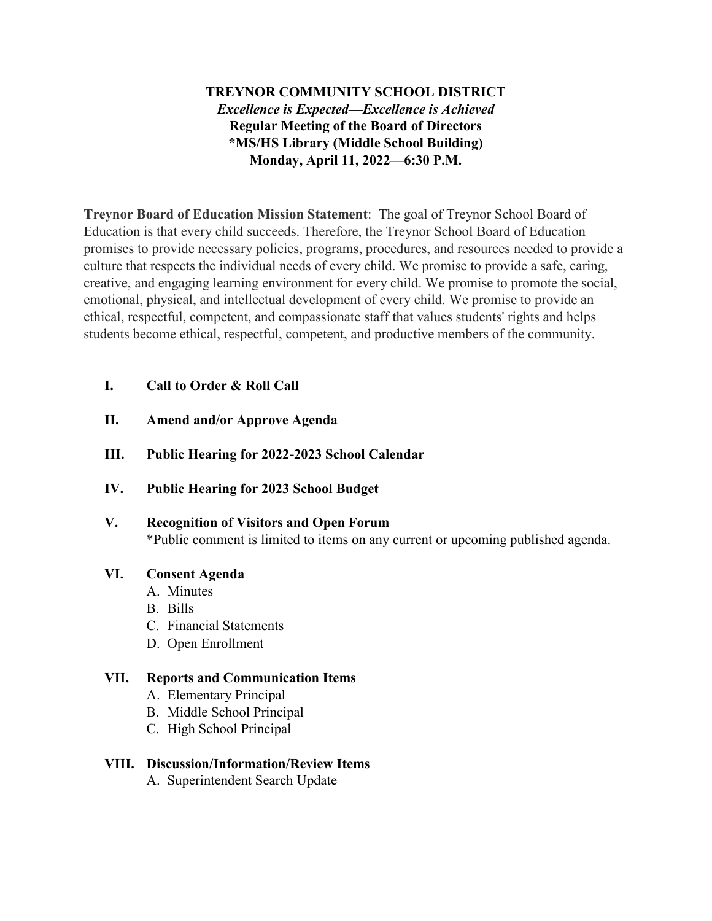**TREYNOR COMMUNITY SCHOOL DISTRICT**

***Excellence is Expected—Excellence is Achieved***

**Regular Meeting of the Board of Directors**

**\*MS/HS Library (Middle School Building)**

**Monday, April 11, 2022—6:30 P.M.**

**Treynor Board of Education Mission Statement**: The goal of Treynor School Board of Education is that every child succeeds. Therefore, the Treynor School Board of Education promises to provide necessary policies, programs, procedures, and resources needed to provide a culture that respects the individual needs of every child. We promise to provide a safe, caring, creative, and engaging learning environment for every child. We promise to promote the social, emotional, physical, and intellectual development of every child. We promise to provide an ethical, respectful, competent, and compassionate staff that values students' rights and helps students become ethical, respectful, competent, and productive members of the community.

**I. Call to Order & Roll Call**

**II. Amend and/or Approve Agenda**

**III. Public Hearing for 2022-2023 School Calendar**

**IV. Public Hearing for 2023 School Budget**

**V. Recognition of Visitors and Open Forum**

*Public comment is limited to items on any current or upcoming published agenda.

**VI. Consent Agenda**

A. Minutes
B. Bills
C. Financial Statements
D. Open Enrollment

**VII. Reports and Communication Items**

A. Elementary Principal
B. Middle School Principal
C. High School Principal

**VIII. Discussion/Information/Review Items**

A. Superintendent Search Update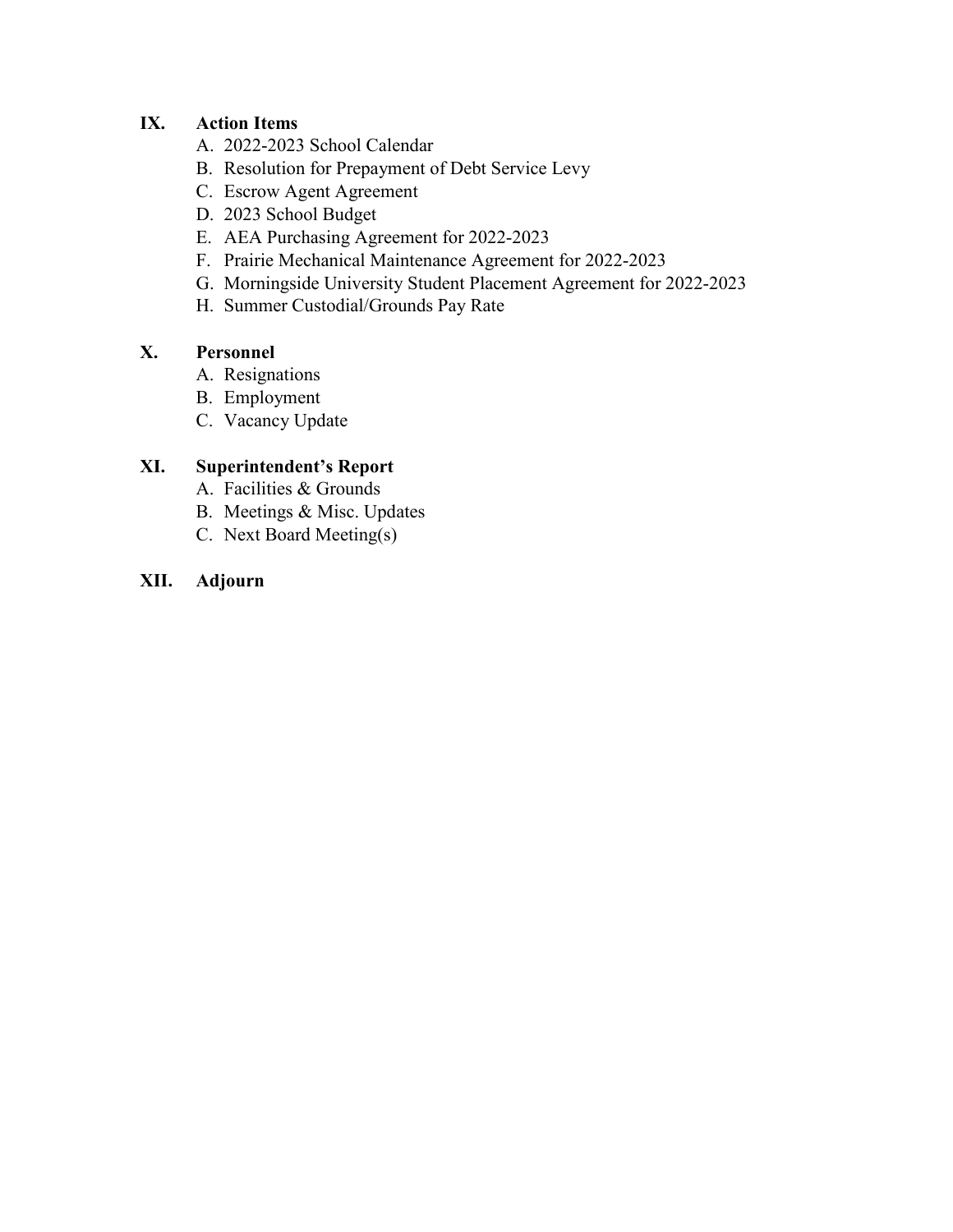## IX. Action Items

A. 2022-2023 School Calendar
B. Resolution for Prepayment of Debt Service Levy
C. Escrow Agent Agreement
D. 2023 School Budget
E. AEA Purchasing Agreement for 2022-2023
F. Prairie Mechanical Maintenance Agreement for 2022-2023
G. Morningside University Student Placement Agreement for 2022-2023
H. Summer Custodial/Grounds Pay Rate

## X. Personnel

A. Resignations
B. Employment
C. Vacancy Update

## XI. Superintendent's Report

A. Facilities & Grounds
B. Meetings & Misc. Updates
C. Next Board Meeting(s)

## XII. Adjourn